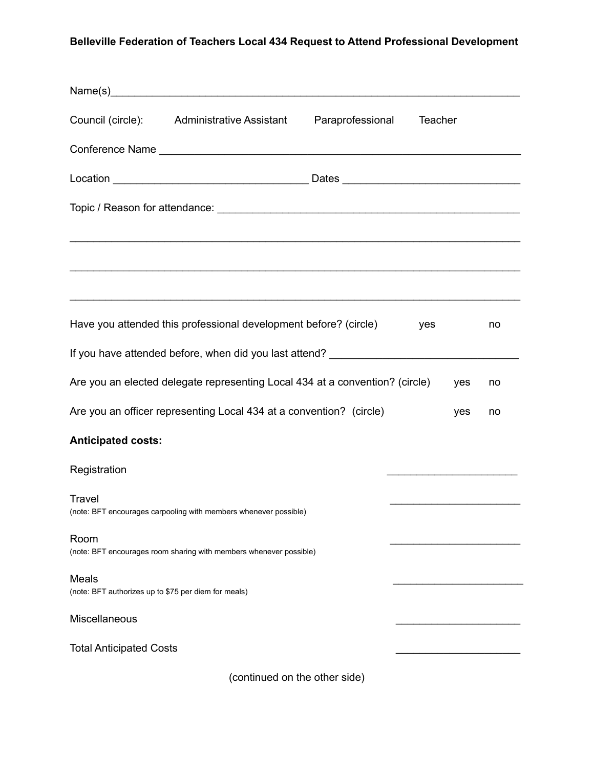**Belleville Federation of Teachers Local 434 Request to Attend Professional Development**

Name(s)________________________________________________________________________

Council (circle): Administrative Assistant Paraprofessional Teacher

Conference Name ________________________________________________________________

Location _________________________________ Dates ______________________________

Topic / Reason for attendance: _____________________________________________________

___________________________________________________________________________

___________________________________________________________________________

___________________________________________________________________________

Have you attended this professional development before? (circle) yes no

If you have attended before, when did you last attend? ________________________________

Are you an elected delegate representing Local 434 at a convention? (circle) yes no

Are you an officer representing Local 434 at a convention? (circle) yes no

**Anticipated costs:**

Registration ______________________

Travel ______________________
(note: BFT encourages carpooling with members whenever possible)

Room ______________________
(note: BFT encourages room sharing with members whenever possible)

Meals ______________________
(note: BFT authorizes up to $75 per diem for meals)

Miscellaneous ______________________

Total Anticipated Costs ______________________

(continued on the other side)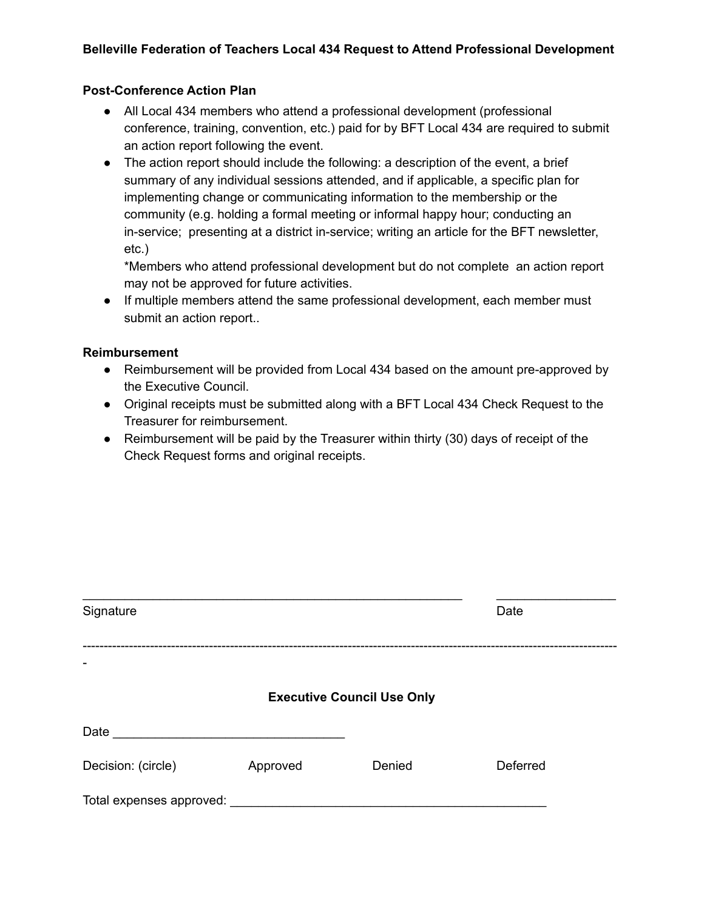**Belleville Federation of Teachers Local 434 Request to Attend Professional Development**

**Post-Conference Action Plan**

- All Local 434 members who attend a professional development (professional conference, training, convention, etc.) paid for by BFT Local 434 are required to submit an action report following the event.
- The action report should include the following: a description of the event, a brief summary of any individual sessions attended, and if applicable, a specific plan for implementing change or communicating information to the membership or the community (e.g. holding a formal meeting or informal happy hour; conducting an in-service; presenting at a district in-service; writing an article for the BFT newsletter, etc.)
  *Members who attend professional development but do not complete an action report may not be approved for future activities.
- If multiple members attend the same professional development, each member must submit an action report..

**Reimbursement**

- Reimbursement will be provided from Local 434 based on the amount pre-approved by the Executive Council.
- Original receipts must be submitted along with a BFT Local 434 Check Request to the Treasurer for reimbursement.
- Reimbursement will be paid by the Treasurer within thirty (30) days of receipt of the Check Request forms and original receipts.

_______________________________________________________ _________________

Signature Date

-------------------------------------------------------------------------------------------------------------------------------

**Executive Council Use Only**

Date ________________________________

Decision: (circle) Approved Denied Deferred

Total expenses approved: ______________________________________________